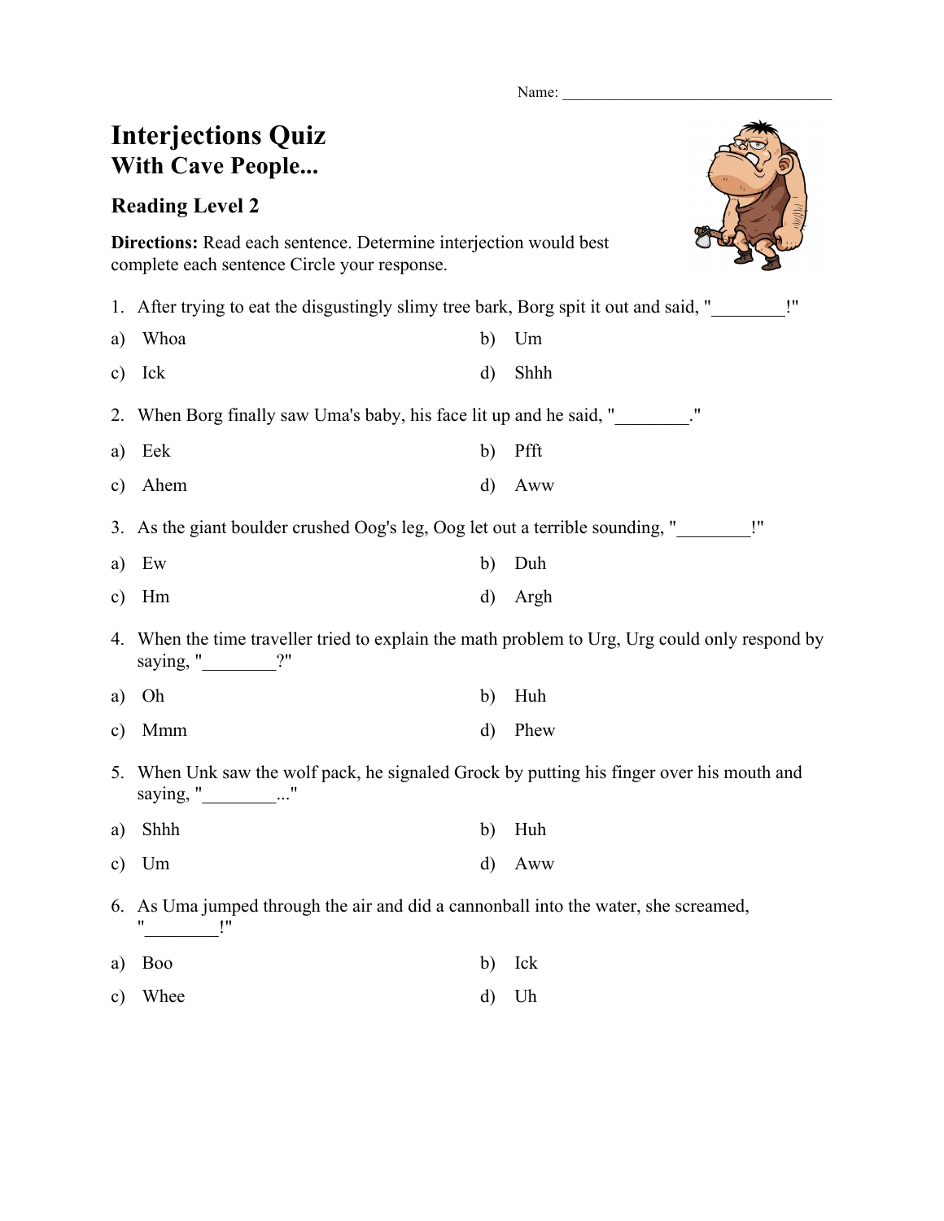Name: ___________________________________

# Interjections Quiz
## With Cave People...

### Reading Level 2

**Directions:** Read each sentence. Determine interjection would best complete each sentence Circle your response.

1. After trying to eat the disgustingly slimy tree bark, Borg spit it out and said, "________!"

a) Whoa
b) Um
c) Ick
d) Shhh

2. When Borg finally saw Uma's baby, his face lit up and he said, "________."

a) Eek
b) Pfft
c) Ahem
d) Aww

3. As the giant boulder crushed Oog's leg, Oog let out a terrible sounding, "________!"

a) Ew
b) Duh
c) Hm
d) Argh

4. When the time traveller tried to explain the math problem to Urg, Urg could only respond by saying, "________?"

a) Oh
b) Huh
c) Mmm
d) Phew

5. When Unk saw the wolf pack, he signaled Grock by putting his finger over his mouth and saying, "________..."

a) Shhh
b) Huh
c) Um
d) Aww

6. As Uma jumped through the air and did a cannonball into the water, she screamed, "________!"

a) Boo
b) Ick
c) Whee
d) Uh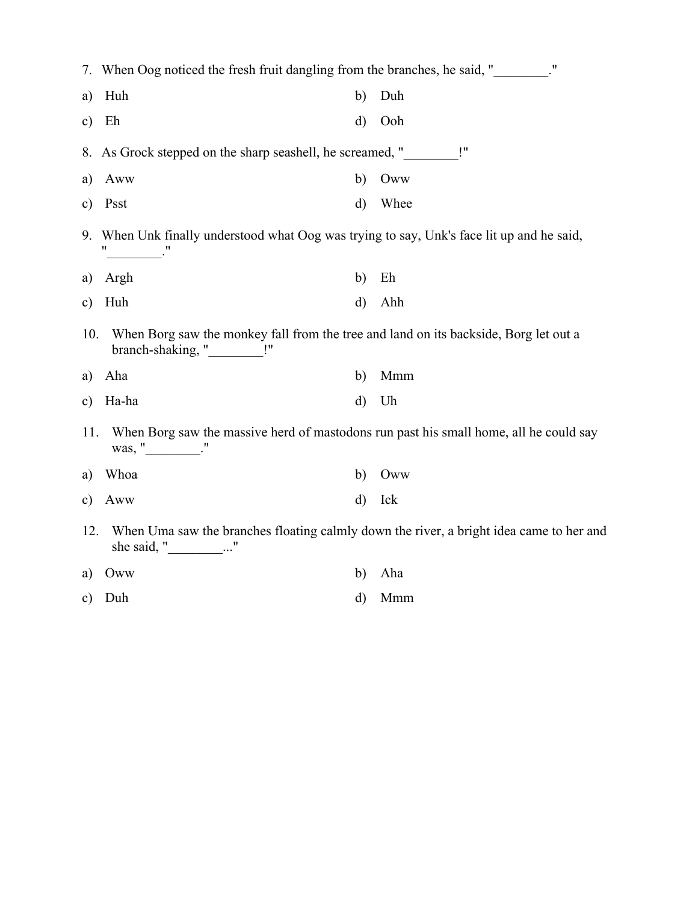7. When Oog noticed the fresh fruit dangling from the branches, he said, "________."

a) Huh  
b) Duh  
c) Eh  
d) Ooh

8. As Grock stepped on the sharp seashell, he screamed, "________!"

a) Aww  
b) Oww  
c) Psst  
d) Whee

9. When Unk finally understood what Oog was trying to say, Unk's face lit up and he said, "________."

a) Argh  
b) Eh  
c) Huh  
d) Ahh

10. When Borg saw the monkey fall from the tree and land on its backside, Borg let out a branch-shaking, "________!"

a) Aha  
b) Mmm  
c) Ha-ha  
d) Uh

11. When Borg saw the massive herd of mastodons run past his small home, all he could say was, "________."

a) Whoa  
b) Oww  
c) Aww  
d) Ick

12. When Uma saw the branches floating calmly down the river, a bright idea came to her and she said, "________..."

a) Oww  
b) Aha  
c) Duh  
d) Mmm